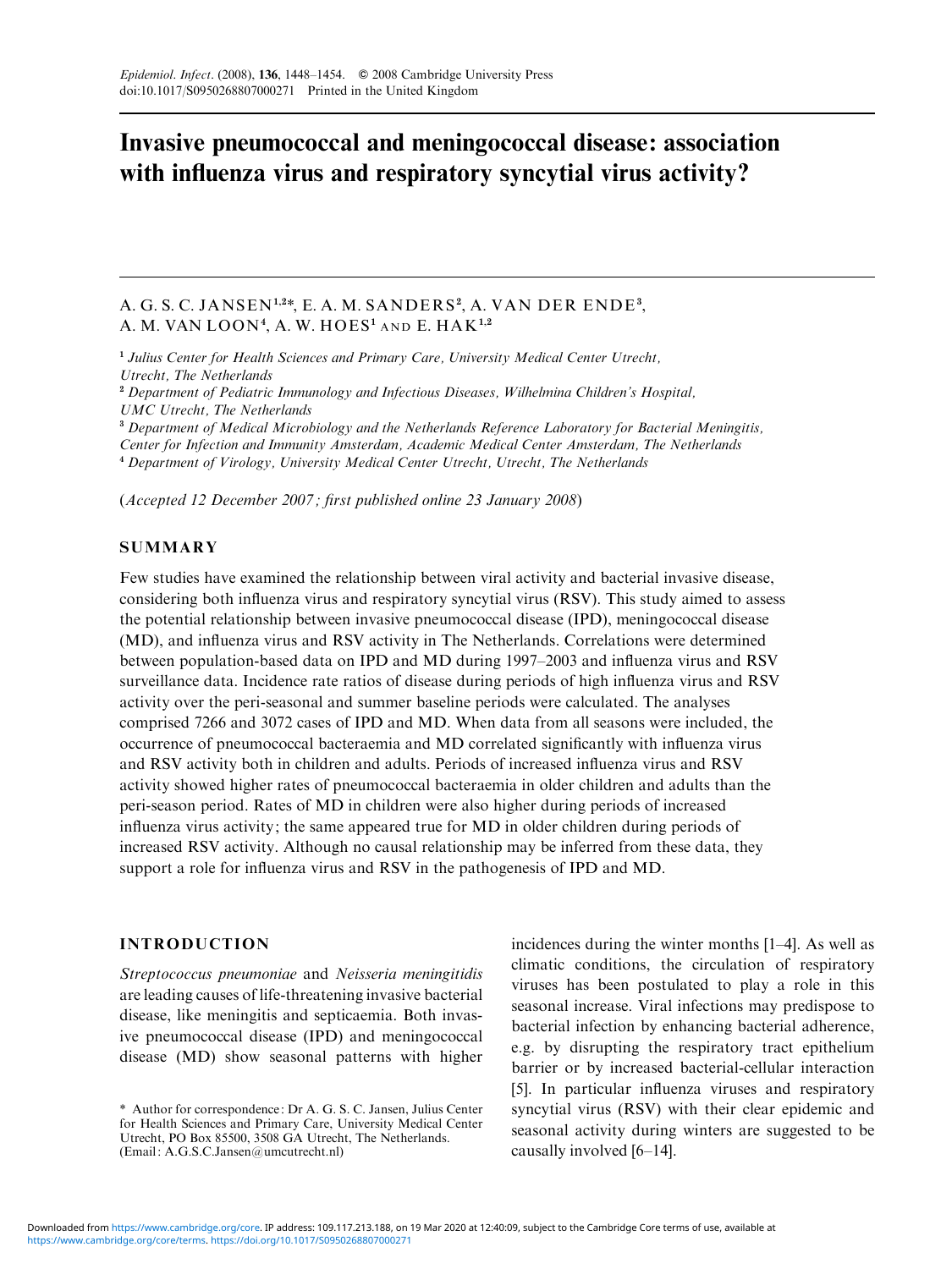# Invasive pneumococcal and meningococcal disease: association with influenza virus and respiratory syncytial virus activity?

A. G. S. C. JANSEN[1,2]*, E. A. M. SANDERS[2], A. VAN DER ENDE[3], A. M. VAN LOON[4], A. W. HOES[1] AND E. HAK[1,2]

[1] *Julius Center for Health Sciences and Primary Care, University Medical Center Utrecht, Utrecht, The Netherlands*
[2] *Department of Pediatric Immunology and Infectious Diseases, Wilhelmina Children's Hospital, UMC Utrecht, The Netherlands*
[3] *Department of Medical Microbiology and the Netherlands Reference Laboratory for Bacterial Meningitis, Center for Infection and Immunity Amsterdam, Academic Medical Center Amsterdam, The Netherlands*
[4] *Department of Virology, University Medical Center Utrecht, Utrecht, The Netherlands*

(*Accepted 12 December 2007; first published online 23 January 2008*)

## SUMMARY

Few studies have examined the relationship between viral activity and bacterial invasive disease, considering both influenza virus and respiratory syncytial virus (RSV). This study aimed to assess the potential relationship between invasive pneumococcal disease (IPD), meningococcal disease (MD), and influenza virus and RSV activity in The Netherlands. Correlations were determined between population-based data on IPD and MD during 1997–2003 and influenza virus and RSV surveillance data. Incidence rate ratios of disease during periods of high influenza virus and RSV activity over the peri-seasonal and summer baseline periods were calculated. The analyses comprised 7266 and 3072 cases of IPD and MD. When data from all seasons were included, the occurrence of pneumococcal bacteraemia and MD correlated significantly with influenza virus and RSV activity both in children and adults. Periods of increased influenza virus and RSV activity showed higher rates of pneumococcal bacteraemia in older children and adults than the peri-season period. Rates of MD in children were also higher during periods of increased influenza virus activity; the same appeared true for MD in older children during periods of increased RSV activity. Although no causal relationship may be inferred from these data, they support a role for influenza virus and RSV in the pathogenesis of IPD and MD.

## INTRODUCTION

*Streptococcus pneumoniae* and *Neisseria meningitidis* are leading causes of life-threatening invasive bacterial disease, like meningitis and septicaemia. Both invasive pneumococcal disease (IPD) and meningococcal disease (MD) show seasonal patterns with higher incidences during the winter months [1–4]. As well as climatic conditions, the circulation of respiratory viruses has been postulated to play a role in this seasonal increase. Viral infections may predispose to bacterial infection by enhancing bacterial adherence, e.g. by disrupting the respiratory tract epithelium barrier or by increased bacterial-cellular interaction [5]. In particular influenza viruses and respiratory syncytial virus (RSV) with their clear epidemic and seasonal activity during winters are suggested to be causally involved [6–14].

\* Author for correspondence: Dr A. G. S. C. Jansen, Julius Center for Health Sciences and Primary Care, University Medical Center Utrecht, PO Box 85500, 3508 GA Utrecht, The Netherlands. (Email: A.G.S.C.Jansen@umcutrecht.nl)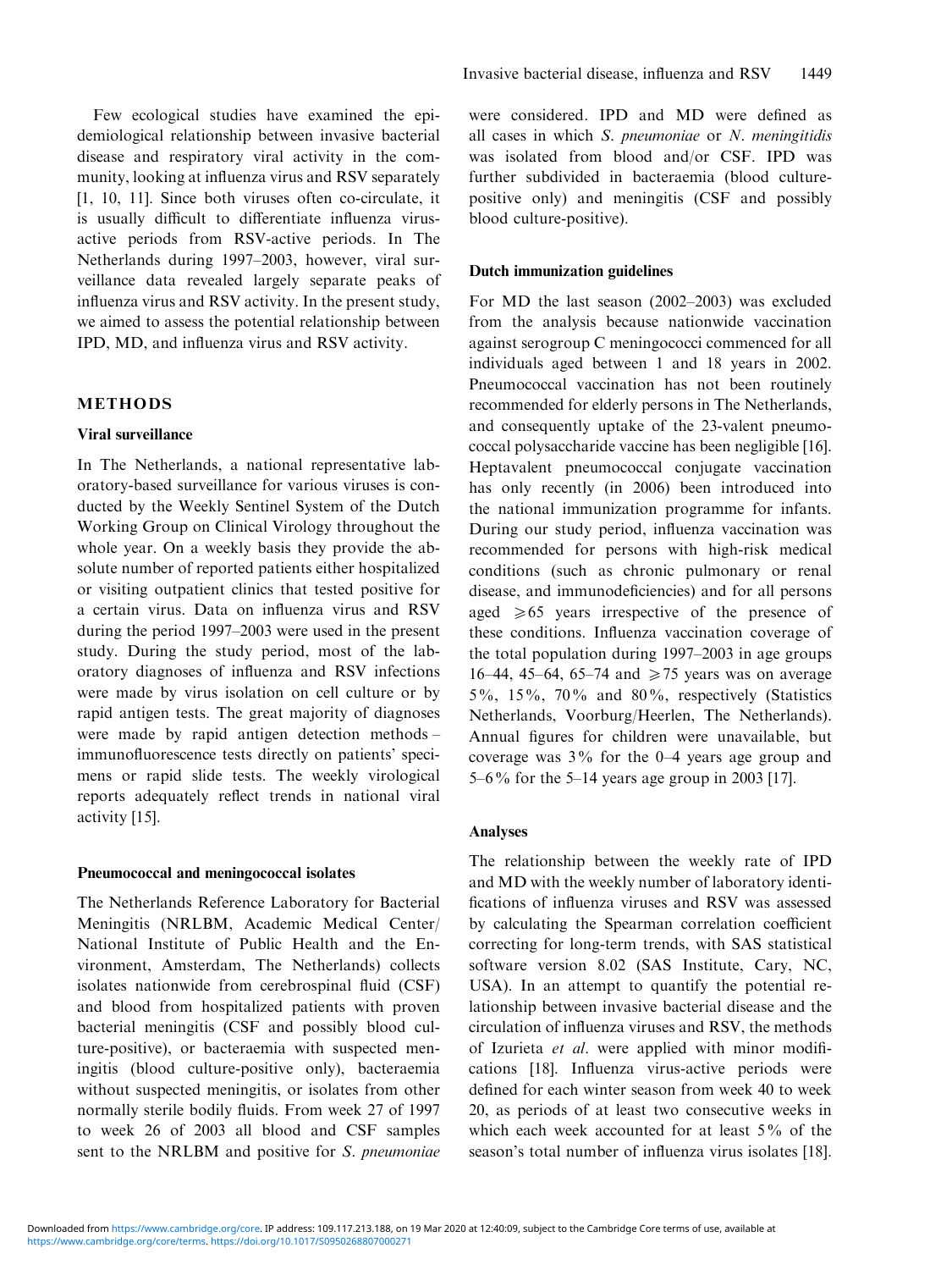Few ecological studies have examined the epidemiological relationship between invasive bacterial disease and respiratory viral activity in the community, looking at influenza virus and RSV separately [1, 10, 11]. Since both viruses often co-circulate, it is usually difficult to differentiate influenza virus-active periods from RSV-active periods. In The Netherlands during 1997–2003, however, viral surveillance data revealed largely separate peaks of influenza virus and RSV activity. In the present study, we aimed to assess the potential relationship between IPD, MD, and influenza virus and RSV activity.

## METHODS

### Viral surveillance

In The Netherlands, a national representative laboratory-based surveillance for various viruses is conducted by the Weekly Sentinel System of the Dutch Working Group on Clinical Virology throughout the whole year. On a weekly basis they provide the absolute number of reported patients either hospitalized or visiting outpatient clinics that tested positive for a certain virus. Data on influenza virus and RSV during the period 1997–2003 were used in the present study. During the study period, most of the laboratory diagnoses of influenza and RSV infections were made by virus isolation on cell culture or by rapid antigen tests. The great majority of diagnoses were made by rapid antigen detection methods – immunofluorescence tests directly on patients' specimens or rapid slide tests. The weekly virological reports adequately reflect trends in national viral activity [15].

### Pneumococcal and meningococcal isolates

The Netherlands Reference Laboratory for Bacterial Meningitis (NRLBM, Academic Medical Center/National Institute of Public Health and the Environment, Amsterdam, The Netherlands) collects isolates nationwide from cerebrospinal fluid (CSF) and blood from hospitalized patients with proven bacterial meningitis (CSF and possibly blood culture-positive), or bacteraemia with suspected meningitis (blood culture-positive only), bacteraemia without suspected meningitis, or isolates from other normally sterile bodily fluids. From week 27 of 1997 to week 26 of 2003 all blood and CSF samples sent to the NRLBM and positive for *S. pneumoniae* were considered. IPD and MD were defined as all cases in which *S. pneumoniae* or *N. meningitidis* was isolated from blood and/or CSF. IPD was further subdivided in bacteraemia (blood culture-positive only) and meningitis (CSF and possibly blood culture-positive).

### Dutch immunization guidelines

For MD the last season (2002–2003) was excluded from the analysis because nationwide vaccination against serogroup C meningococci commenced for all individuals aged between 1 and 18 years in 2002. Pneumococcal vaccination has not been routinely recommended for elderly persons in The Netherlands, and consequently uptake of the 23-valent pneumococcal polysaccharide vaccine has been negligible [16]. Heptavalent pneumococcal conjugate vaccination has only recently (in 2006) been introduced into the national immunization programme for infants. During our study period, influenza vaccination was recommended for persons with high-risk medical conditions (such as chronic pulmonary or renal disease, and immunodeficiencies) and for all persons aged $\geqslant 65$ years irrespective of the presence of these conditions. Influenza vaccination coverage of the total population during 1997–2003 in age groups 16–44, 45–64, 65–74 and $\geqslant 75$ years was on average 5%, 15%, 70% and 80%, respectively (Statistics Netherlands, Voorburg/Heerlen, The Netherlands). Annual figures for children were unavailable, but coverage was 3% for the 0–4 years age group and 5–6% for the 5–14 years age group in 2003 [17].

### Analyses

The relationship between the weekly rate of IPD and MD with the weekly number of laboratory identifications of influenza viruses and RSV was assessed by calculating the Spearman correlation coefficient correcting for long-term trends, with SAS statistical software version 8.02 (SAS Institute, Cary, NC, USA). In an attempt to quantify the potential relationship between invasive bacterial disease and the circulation of influenza viruses and RSV, the methods of Izurieta *et al.* were applied with minor modifications [18]. Influenza virus-active periods were defined for each winter season from week 40 to week 20, as periods of at least two consecutive weeks in which each week accounted for at least 5% of the season's total number of influenza virus isolates [18].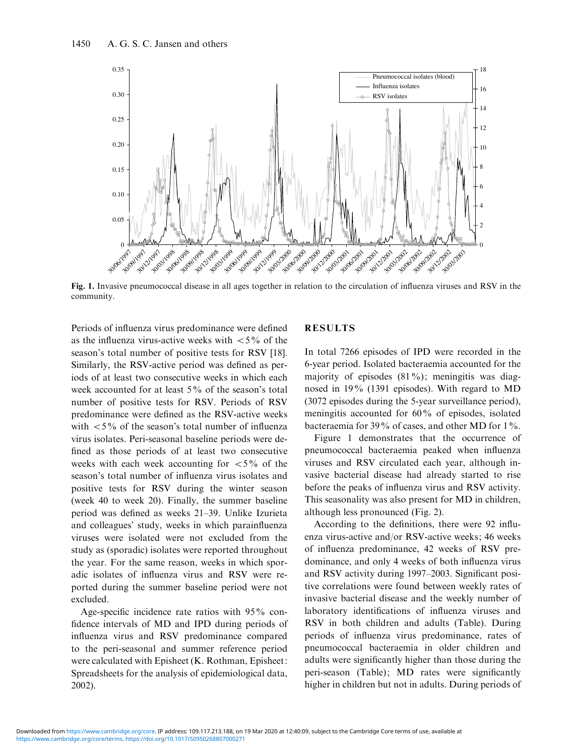Fig. 1. Invasive pneumococcal disease in all ages together in relation to the circulation of influenza viruses and RSV in the community.

Periods of influenza virus predominance were defined as the influenza virus-active weeks with <5% of the season's total number of positive tests for RSV [18]. Similarly, the RSV-active period was defined as periods of at least two consecutive weeks in which each week accounted for at least 5% of the season's total number of positive tests for RSV. Periods of RSV predominance were defined as the RSV-active weeks with <5% of the season's total number of influenza virus isolates. Peri-seasonal baseline periods were defined as those periods of at least two consecutive weeks with each week accounting for <5% of the season's total number of influenza virus isolates and positive tests for RSV during the winter season (week 40 to week 20). Finally, the summer baseline period was defined as weeks 21–39. Unlike Izurieta and colleagues' study, weeks in which parainfluenza viruses were isolated were not excluded from the study as (sporadic) isolates were reported throughout the year. For the same reason, weeks in which sporadic isolates of influenza virus and RSV were reported during the summer baseline period were not excluded.

Age-specific incidence rate ratios with 95% confidence intervals of MD and IPD during periods of influenza virus and RSV predominance compared to the peri-seasonal and summer reference period were calculated with Episheet (K. Rothman, Episheet: Spreadsheets for the analysis of epidemiological data, 2002).

## RESULTS

In total 7266 episodes of IPD were recorded in the 6-year period. Isolated bacteraemia accounted for the majority of episodes (81%); meningitis was diagnosed in 19% (1391 episodes). With regard to MD (3072 episodes during the 5-year surveillance period), meningitis accounted for 60% of episodes, isolated bacteraemia for 39% of cases, and other MD for 1%.

Figure 1 demonstrates that the occurrence of pneumococcal bacteraemia peaked when influenza viruses and RSV circulated each year, although invasive bacterial disease had already started to rise before the peaks of influenza virus and RSV activity. This seasonality was also present for MD in children, although less pronounced (Fig. 2).

According to the definitions, there were 92 influenza virus-active and/or RSV-active weeks; 46 weeks of influenza predominance, 42 weeks of RSV predominance, and only 4 weeks of both influenza virus and RSV activity during 1997–2003. Significant positive correlations were found between weekly rates of invasive bacterial disease and the weekly number of laboratory identifications of influenza viruses and RSV in both children and adults (Table). During periods of influenza virus predominance, rates of pneumococcal bacteraemia in older children and adults were significantly higher than those during the peri-season (Table); MD rates were significantly higher in children but not in adults. During periods of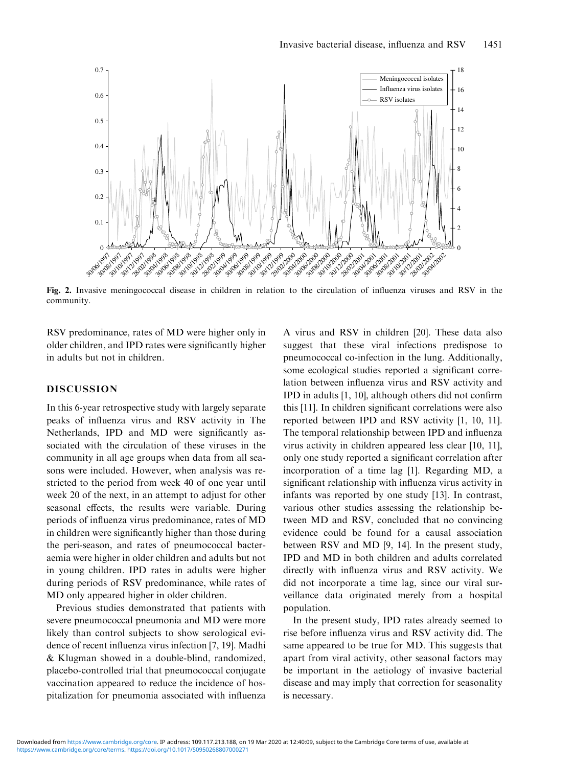**Fig. 2.** Invasive meningococcal disease in children in relation to the circulation of influenza viruses and RSV in the community.

RSV predominance, rates of MD were higher only in older children, and IPD rates were significantly higher in adults but not in children.

## DISCUSSION

In this 6-year retrospective study with largely separate peaks of influenza virus and RSV activity in The Netherlands, IPD and MD were significantly associated with the circulation of these viruses in the community in all age groups when data from all seasons were included. However, when analysis was restricted to the period from week 40 of one year until week 20 of the next, in an attempt to adjust for other seasonal effects, the results were variable. During periods of influenza virus predominance, rates of MD in children were significantly higher than those during the peri-season, and rates of pneumococcal bacteraemia were higher in older children and adults but not in young children. IPD rates in adults were higher during periods of RSV predominance, while rates of MD only appeared higher in older children.

Previous studies demonstrated that patients with severe pneumococcal pneumonia and MD were more likely than control subjects to show serological evidence of recent influenza virus infection [7, 19]. Madhi & Klugman showed in a double-blind, randomized, placebo-controlled trial that pneumococcal conjugate vaccination appeared to reduce the incidence of hospitalization for pneumonia associated with influenza A virus and RSV in children [20]. These data also suggest that these viral infections predispose to pneumococcal co-infection in the lung. Additionally, some ecological studies reported a significant correlation between influenza virus and RSV activity and IPD in adults [1, 10], although others did not confirm this [11]. In children significant correlations were also reported between IPD and RSV activity [1, 10, 11]. The temporal relationship between IPD and influenza virus activity in children appeared less clear [10, 11], only one study reported a significant correlation after incorporation of a time lag [1]. Regarding MD, a significant relationship with influenza virus activity in infants was reported by one study [13]. In contrast, various other studies assessing the relationship between MD and RSV, concluded that no convincing evidence could be found for a causal association between RSV and MD [9, 14]. In the present study, IPD and MD in both children and adults correlated directly with influenza virus and RSV activity. We did not incorporate a time lag, since our viral surveillance data originated merely from a hospital population.

In the present study, IPD rates already seemed to rise before influenza virus and RSV activity did. The same appeared to be true for MD. This suggests that apart from viral activity, other seasonal factors may be important in the aetiology of invasive bacterial disease and may imply that correction for seasonality is necessary.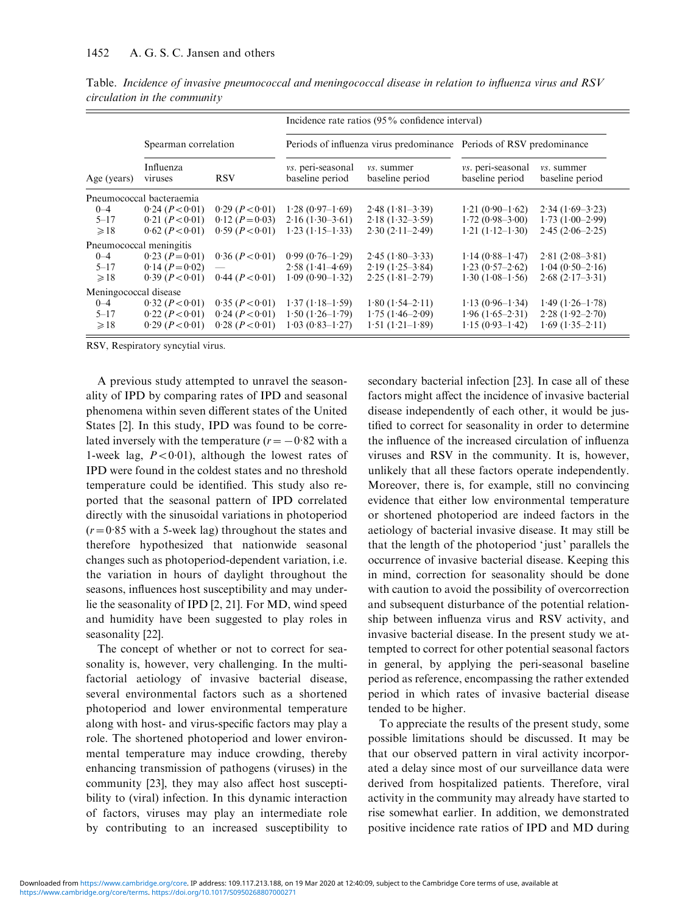Table. *Incidence of invasive pneumococcal and meningococcal disease in relation to influenza virus and RSV circulation in the community*

| Age (years) | Spearman correlation | | Incidence rate ratios (95% confidence interval) | | | |
|---|---|---|---|---|---|---|
| | | | Periods of influenza virus predominance | | Periods of RSV predominance | |
| | Influenza viruses | RSV | *vs.* peri-seasonal baseline period | *vs.* summer baseline period | *vs.* peri-seasonal baseline period | *vs.* summer baseline period |
| Pneumococcal bacteraemia | | | | | | |
| 0–4 | 0·24 ($P<0·01$) | 0·29 ($P<0·01$) | 1·28 (0·97–1·69) | 2·48 (1·81–3·39) | 1·21 (0·90–1·62) | 2·34 (1·69–3·23) |
| 5–17 | 0·21 ($P<0·01$) | 0·12 ($P=0·03$) | 2·16 (1·30–3·61) | 2·18 (1·32–3·59) | 1·72 (0·98–3·00) | 1·73 (1·00–2·99) |
| ⩾18 | 0·62 ($P<0·01$) | 0·59 ($P<0·01$) | 1·23 (1·15–1·33) | 2·30 (2·11–2·49) | 1·21 (1·12–1·30) | 2·45 (2·06–2·25) |
| Pneumococcal meningitis | | | | | | |
| 0–4 | 0·23 ($P=0·01$) | 0·36 ($P<0·01$) | 0·99 (0·76–1·29) | 2·45 (1·80–3·33) | 1·14 (0·88–1·47) | 2·81 (2·08–3·81) |
| 5–17 | 0·14 ($P=0·02$) | — | 2·58 (1·41–4·69) | 2·19 (1·25–3·84) | 1·23 (0·57–2·62) | 1·04 (0·50–2·16) |
| ⩾18 | 0·39 ($P<0·01$) | 0·44 ($P<0·01$) | 1·09 (0·90–1·32) | 2·25 (1·81–2·79) | 1·30 (1·08–1·56) | 2·68 (2·17–3·31) |
| Meningococcal disease | | | | | | |
| 0–4 | 0·32 ($P<0·01$) | 0·35 ($P<0·01$) | 1·37 (1·18–1·59) | 1·80 (1·54–2·11) | 1·13 (0·96–1·34) | 1·49 (1·26–1·78) |
| 5–17 | 0·22 ($P<0·01$) | 0·24 ($P<0·01$) | 1·50 (1·26–1·79) | 1·75 (1·46–2·09) | 1·96 (1·65–2·31) | 2·28 (1·92–2·70) |
| ⩾18 | 0·29 ($P<0·01$) | 0·28 ($P<0·01$) | 1·03 (0·83–1·27) | 1·51 (1·21–1·89) | 1·15 (0·93–1·42) | 1·69 (1·35–2·11) |

RSV, Respiratory syncytial virus.

A previous study attempted to unravel the seasonality of IPD by comparing rates of IPD and seasonal phenomena within seven different states of the United States [2]. In this study, IPD was found to be correlated inversely with the temperature ($r=-0·82$ with a 1-week lag, $P<0·01$), although the lowest rates of IPD were found in the coldest states and no threshold temperature could be identified. This study also reported that the seasonal pattern of IPD correlated directly with the sinusoidal variations in photoperiod ($r=0·85$ with a 5-week lag) throughout the states and therefore hypothesized that nationwide seasonal changes such as photoperiod-dependent variation, i.e. the variation in hours of daylight throughout the seasons, influences host susceptibility and may underlie the seasonality of IPD [2, 21]. For MD, wind speed and humidity have been suggested to play roles in seasonality [22].

The concept of whether or not to correct for seasonality is, however, very challenging. In the multifactorial aetiology of invasive bacterial disease, several environmental factors such as a shortened photoperiod and lower environmental temperature along with host- and virus-specific factors may play a role. The shortened photoperiod and lower environmental temperature may induce crowding, thereby enhancing transmission of pathogens (viruses) in the community [23], they may also affect host susceptibility to (viral) infection. In this dynamic interaction of factors, viruses may play an intermediate role by contributing to an increased susceptibility to secondary bacterial infection [23]. In case all of these factors might affect the incidence of invasive bacterial disease independently of each other, it would be justified to correct for seasonality in order to determine the influence of the increased circulation of influenza viruses and RSV in the community. It is, however, unlikely that all these factors operate independently. Moreover, there is, for example, still no convincing evidence that either low environmental temperature or shortened photoperiod are indeed factors in the aetiology of bacterial invasive disease. It may still be that the length of the photoperiod 'just' parallels the occurrence of invasive bacterial disease. Keeping this in mind, correction for seasonality should be done with caution to avoid the possibility of overcorrection and subsequent disturbance of the potential relationship between influenza virus and RSV activity, and invasive bacterial disease. In the present study we attempted to correct for other potential seasonal factors in general, by applying the peri-seasonal baseline period as reference, encompassing the rather extended period in which rates of invasive bacterial disease tended to be higher.

To appreciate the results of the present study, some possible limitations should be discussed. It may be that our observed pattern in viral activity incorporated a delay since most of our surveillance data were derived from hospitalized patients. Therefore, viral activity in the community may already have started to rise somewhat earlier. In addition, we demonstrated positive incidence rate ratios of IPD and MD during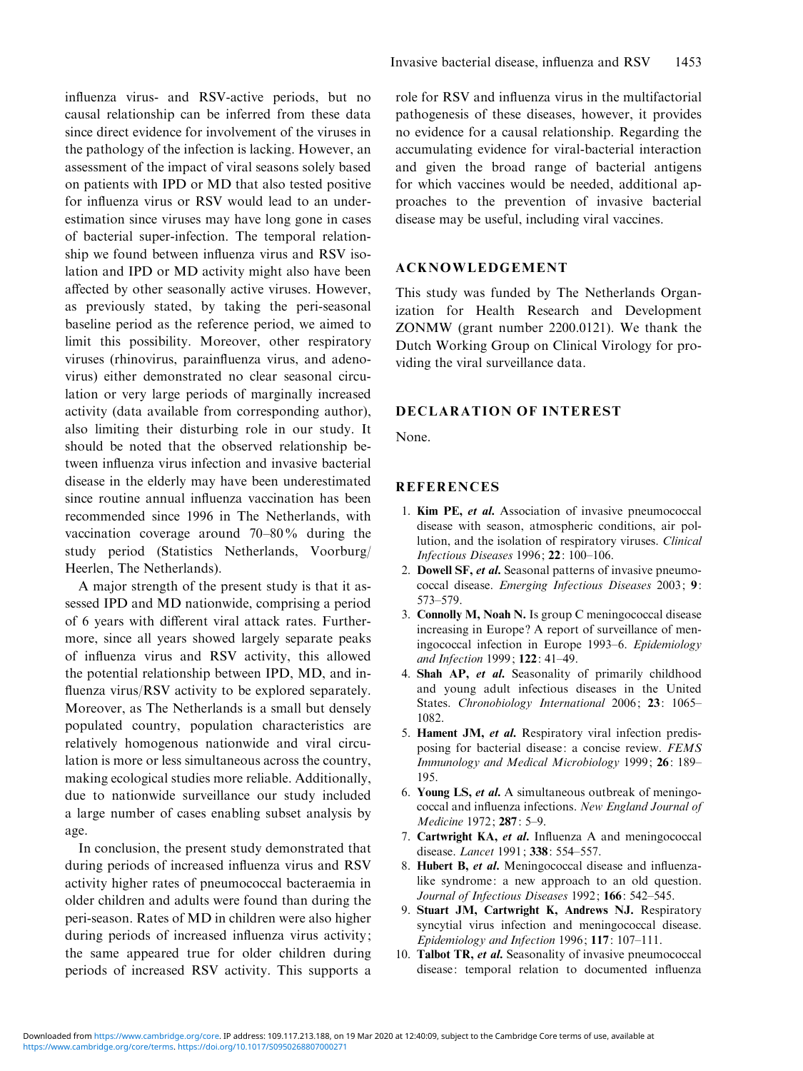influenza virus- and RSV-active periods, but no causal relationship can be inferred from these data since direct evidence for involvement of the viruses in the pathology of the infection is lacking. However, an assessment of the impact of viral seasons solely based on patients with IPD or MD that also tested positive for influenza virus or RSV would lead to an underestimation since viruses may have long gone in cases of bacterial super-infection. The temporal relationship we found between influenza virus and RSV isolation and IPD or MD activity might also have been affected by other seasonally active viruses. However, as previously stated, by taking the peri-seasonal baseline period as the reference period, we aimed to limit this possibility. Moreover, other respiratory viruses (rhinovirus, parainfluenza virus, and adenovirus) either demonstrated no clear seasonal circulation or very large periods of marginally increased activity (data available from corresponding author), also limiting their disturbing role in our study. It should be noted that the observed relationship between influenza virus infection and invasive bacterial disease in the elderly may have been underestimated since routine annual influenza vaccination has been recommended since 1996 in The Netherlands, with vaccination coverage around 70–80% during the study period (Statistics Netherlands, Voorburg/Heerlen, The Netherlands).

A major strength of the present study is that it assessed IPD and MD nationwide, comprising a period of 6 years with different viral attack rates. Furthermore, since all years showed largely separate peaks of influenza virus and RSV activity, this allowed the potential relationship between IPD, MD, and influenza virus/RSV activity to be explored separately. Moreover, as The Netherlands is a small but densely populated country, population characteristics are relatively homogenous nationwide and viral circulation is more or less simultaneous across the country, making ecological studies more reliable. Additionally, due to nationwide surveillance our study included a large number of cases enabling subset analysis by age.

In conclusion, the present study demonstrated that during periods of increased influenza virus and RSV activity higher rates of pneumococcal bacteraemia in older children and adults were found than during the peri-season. Rates of MD in children were also higher during periods of increased influenza virus activity; the same appeared true for older children during periods of increased RSV activity. This supports a role for RSV and influenza virus in the multifactorial pathogenesis of these diseases, however, it provides no evidence for a causal relationship. Regarding the accumulating evidence for viral-bacterial interaction and given the broad range of bacterial antigens for which vaccines would be needed, additional approaches to the prevention of invasive bacterial disease may be useful, including viral vaccines.

## ACKNOWLEDGEMENT

This study was funded by The Netherlands Organization for Health Research and Development ZONMW (grant number 2200.0121). We thank the Dutch Working Group on Clinical Virology for providing the viral surveillance data.

## DECLARATION OF INTEREST

None.

## REFERENCES

1. **Kim PE, *et al.*** Association of invasive pneumococcal disease with season, atmospheric conditions, air pollution, and the isolation of respiratory viruses. *Clinical Infectious Diseases* 1996; **22**: 100–106.
2. **Dowell SF, *et al.*** Seasonal patterns of invasive pneumococcal disease. *Emerging Infectious Diseases* 2003; **9**: 573–579.
3. **Connolly M, Noah N.** Is group C meningococcal disease increasing in Europe? A report of surveillance of meningococcal infection in Europe 1993–6. *Epidemiology and Infection* 1999; **122**: 41–49.
4. **Shah AP, *et al.*** Seasonality of primarily childhood and young adult infectious diseases in the United States. *Chronobiology International* 2006; **23**: 1065–1082.
5. **Hament JM, *et al.*** Respiratory viral infection predisposing for bacterial disease: a concise review. *FEMS Immunology and Medical Microbiology* 1999; **26**: 189–195.
6. **Young LS, *et al.*** A simultaneous outbreak of meningococcal and influenza infections. *New England Journal of Medicine* 1972; **287**: 5–9.
7. **Cartwright KA, *et al.*** Influenza A and meningococcal disease. *Lancet* 1991; **338**: 554–557.
8. **Hubert B, *et al.*** Meningococcal disease and influenza-like syndrome: a new approach to an old question. *Journal of Infectious Diseases* 1992; **166**: 542–545.
9. **Stuart JM, Cartwright K, Andrews NJ.** Respiratory syncytial virus infection and meningococcal disease. *Epidemiology and Infection* 1996; **117**: 107–111.
10. **Talbot TR, *et al.*** Seasonality of invasive pneumococcal disease: temporal relation to documented influenza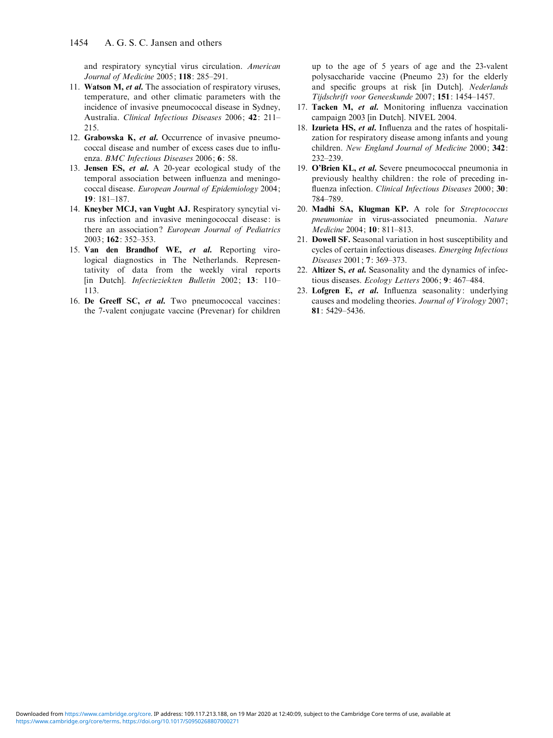and respiratory syncytial virus circulation. *American Journal of Medicine* 2005; **118**: 285–291.

11. **Watson M, *et al*.** The association of respiratory viruses, temperature, and other climatic parameters with the incidence of invasive pneumococcal disease in Sydney, Australia. *Clinical Infectious Diseases* 2006; **42**: 211–215.
12. **Grabowska K, *et al*.** Occurrence of invasive pneumococcal disease and number of excess cases due to influenza. *BMC Infectious Diseases* 2006; **6**: 58.
13. **Jensen ES, *et al*.** A 20-year ecological study of the temporal association between influenza and meningococcal disease. *European Journal of Epidemiology* 2004; **19**: 181–187.
14. **Kneyber MCJ, van Vught AJ.** Respiratory syncytial virus infection and invasive meningococcal disease: is there an association? *European Journal of Pediatrics* 2003; **162**: 352–353.
15. **Van den Brandhof WE, *et al*.** Reporting virological diagnostics in The Netherlands. Representativity of data from the weekly viral reports [in Dutch]. *Infectieziekten Bulletin* 2002; **13**: 110–113.
16. **De Greeff SC, *et al*.** Two pneumococcal vaccines: the 7-valent conjugate vaccine (Prevenar) for children up to the age of 5 years of age and the 23-valent polysaccharide vaccine (Pneumo 23) for the elderly and specific groups at risk [in Dutch]. *Nederlands Tijdschrift voor Geneeskunde* 2007; **151**: 1454–1457.
17. **Tacken M, *et al*.** Monitoring influenza vaccination campaign 2003 [in Dutch]. NIVEL 2004.
18. **Izurieta HS, *et al*.** Influenza and the rates of hospitalization for respiratory disease among infants and young children. *New England Journal of Medicine* 2000; **342**: 232–239.
19. **O'Brien KL, *et al*.** Severe pneumococcal pneumonia in previously healthy children: the role of preceding influenza infection. *Clinical Infectious Diseases* 2000; **30**: 784–789.
20. **Madhi SA, Klugman KP.** A role for *Streptococcus pneumoniae* in virus-associated pneumonia. *Nature Medicine* 2004; **10**: 811–813.
21. **Dowell SF.** Seasonal variation in host susceptibility and cycles of certain infectious diseases. *Emerging Infectious Diseases* 2001; **7**: 369–373.
22. **Altizer S, *et al*.** Seasonality and the dynamics of infectious diseases. *Ecology Letters* 2006; **9**: 467–484.
23. **Lofgren E, *et al*.** Influenza seasonality: underlying causes and modeling theories. *Journal of Virology* 2007; **81**: 5429–5436.